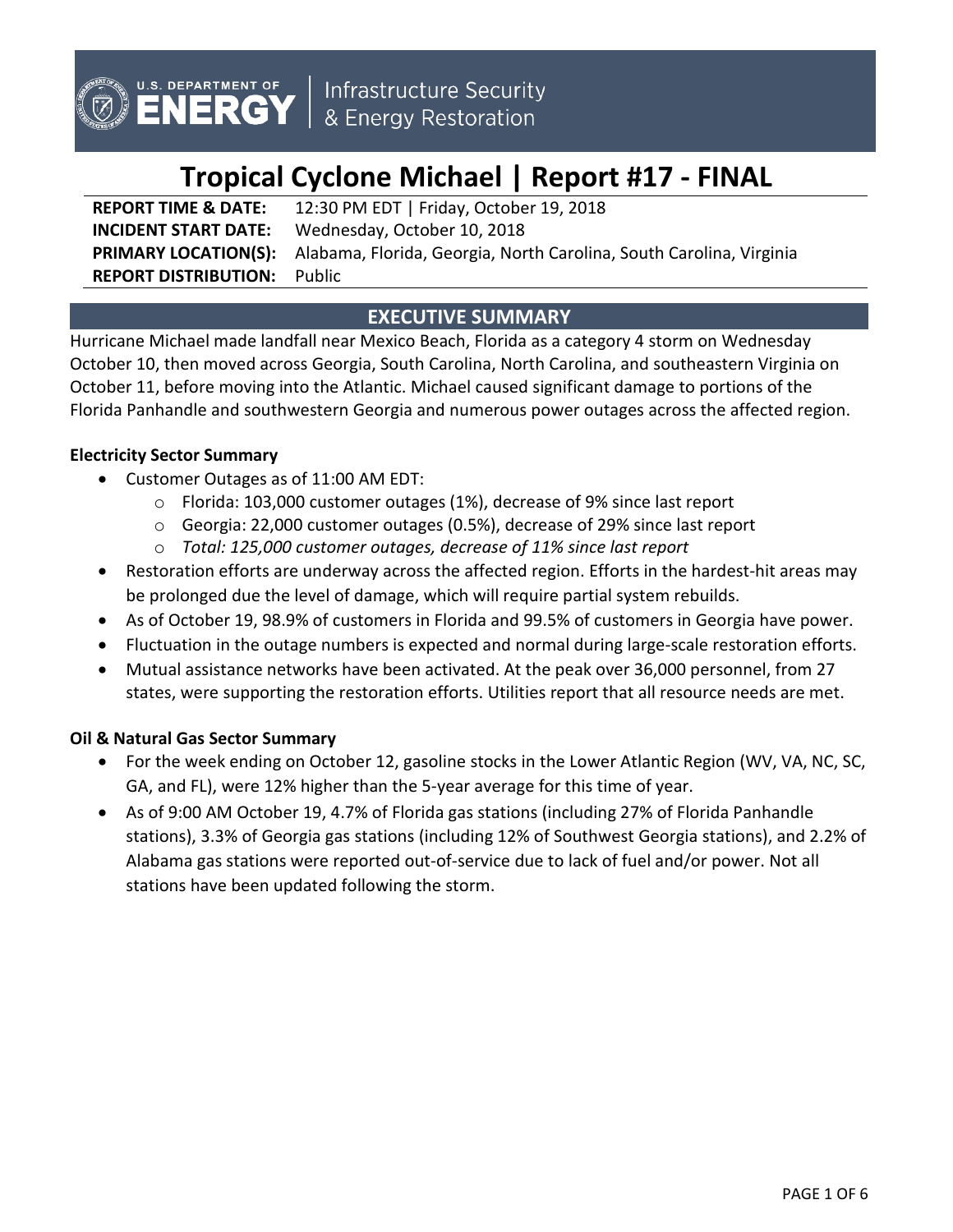U.S. DEPARTMENT OF ENERGY | Infrastructure Security & Energy Restoration

# Tropical Cyclone Michael | Report #17 - FINAL

**REPORT TIME & DATE:** 12:30 PM EDT | Friday, October 19, 2018
**INCIDENT START DATE:** Wednesday, October 10, 2018
**PRIMARY LOCATION(S):** Alabama, Florida, Georgia, North Carolina, South Carolina, Virginia
**REPORT DISTRIBUTION:** Public

## EXECUTIVE SUMMARY

Hurricane Michael made landfall near Mexico Beach, Florida as a category 4 storm on Wednesday October 10, then moved across Georgia, South Carolina, North Carolina, and southeastern Virginia on October 11, before moving into the Atlantic. Michael caused significant damage to portions of the Florida Panhandle and southwestern Georgia and numerous power outages across the affected region.

### Electricity Sector Summary

- Customer Outages as of 11:00 AM EDT:
  - Florida: 103,000 customer outages (1%), decrease of 9% since last report
  - Georgia: 22,000 customer outages (0.5%), decrease of 29% since last report
  - *Total: 125,000 customer outages, decrease of 11% since last report*
- Restoration efforts are underway across the affected region. Efforts in the hardest-hit areas may be prolonged due the level of damage, which will require partial system rebuilds.
- As of October 19, 98.9% of customers in Florida and 99.5% of customers in Georgia have power.
- Fluctuation in the outage numbers is expected and normal during large-scale restoration efforts.
- Mutual assistance networks have been activated. At the peak over 36,000 personnel, from 27 states, were supporting the restoration efforts. Utilities report that all resource needs are met.

### Oil & Natural Gas Sector Summary

- For the week ending on October 12, gasoline stocks in the Lower Atlantic Region (WV, VA, NC, SC, GA, and FL), were 12% higher than the 5-year average for this time of year.
- As of 9:00 AM October 19, 4.7% of Florida gas stations (including 27% of Florida Panhandle stations), 3.3% of Georgia gas stations (including 12% of Southwest Georgia stations), and 2.2% of Alabama gas stations were reported out-of-service due to lack of fuel and/or power. Not all stations have been updated following the storm.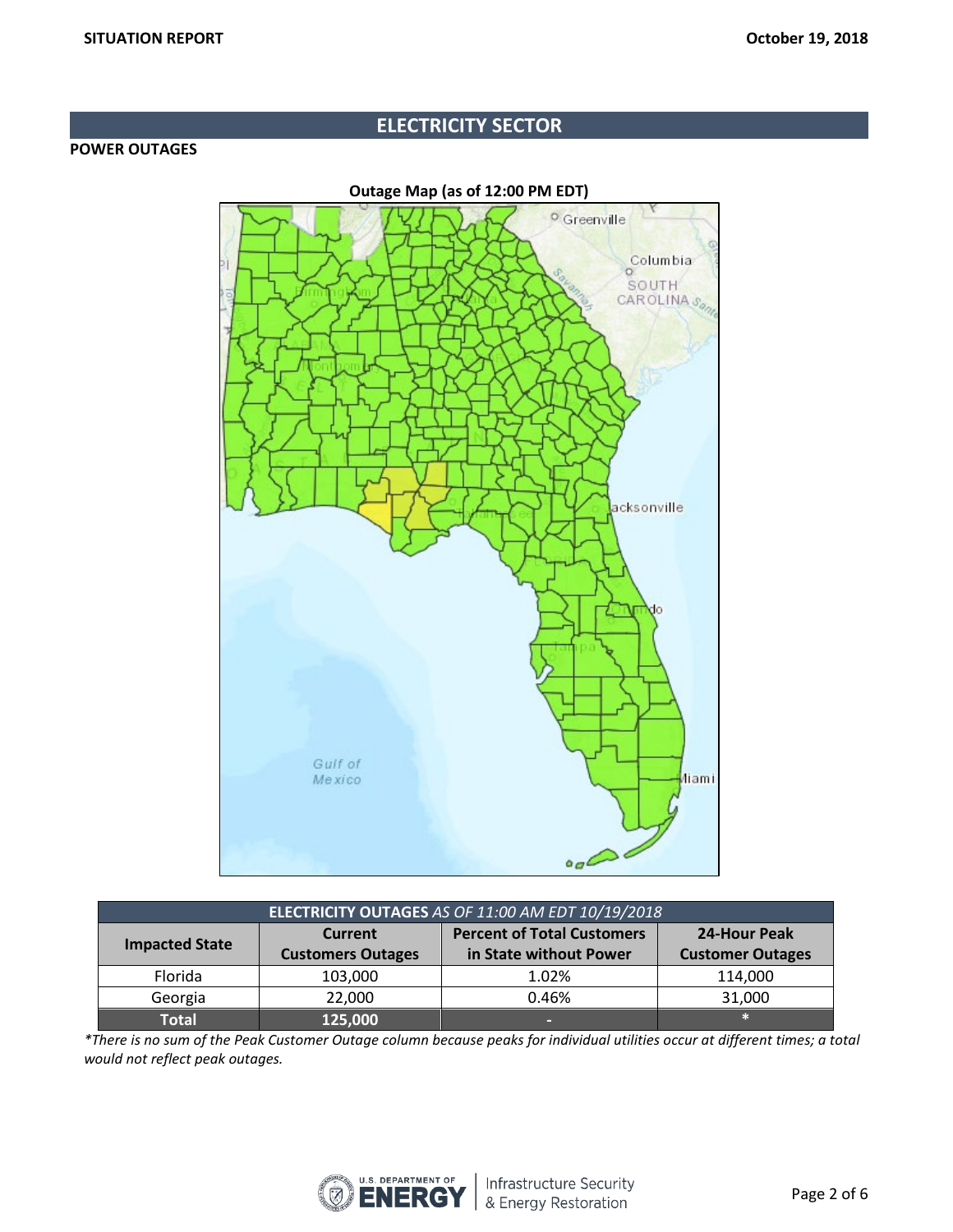# ELECTRICITY SECTOR

## POWER OUTAGES

**Outage Map (as of 12:00 PM EDT)**

| **ELECTRICITY OUTAGES** *AS OF 11:00 AM EDT 10/19/2018* | | | |
|---|---|---|---|
| **Impacted State** | **Current Customers Outages** | **Percent of Total Customers in State without Power** | **24-Hour Peak Customer Outages** |
| Florida | 103,000 | 1.02% | 114,000 |
| Georgia | 22,000 | 0.46% | 31,000 |
| **Total** | **125,000** | - | * |

*\*There is no sum of the Peak Customer Outage column because peaks for individual utilities occur at different times; a total would not reflect peak outages.*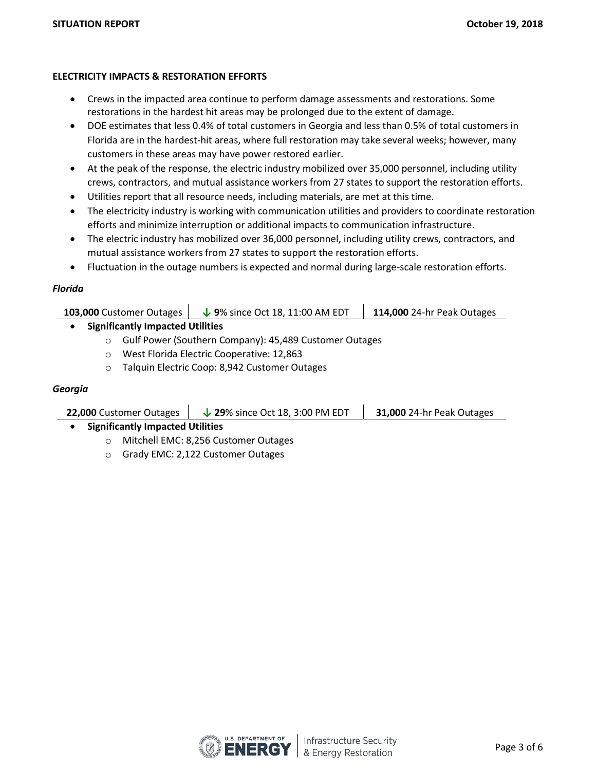**ELECTRICITY IMPACTS & RESTORATION EFFORTS**

- Crews in the impacted area continue to perform damage assessments and restorations. Some restorations in the hardest hit areas may be prolonged due to the extent of damage.
- DOE estimates that less 0.4% of total customers in Georgia and less than 0.5% of total customers in Florida are in the hardest-hit areas, where full restoration may take several weeks; however, many customers in these areas may have power restored earlier.
- At the peak of the response, the electric industry mobilized over 35,000 personnel, including utility crews, contractors, and mutual assistance workers from 27 states to support the restoration efforts.
- Utilities report that all resource needs, including materials, are met at this time.
- The electricity industry is working with communication utilities and providers to coordinate restoration efforts and minimize interruption or additional impacts to communication infrastructure.
- The electric industry has mobilized over 36,000 personnel, including utility crews, contractors, and mutual assistance workers from 27 states to support the restoration efforts.
- Fluctuation in the outage numbers is expected and normal during large-scale restoration efforts.

***Florida***

| **103,000** Customer Outages | ↓ **9**% since Oct 18, 11:00 AM EDT | **114,000** 24-hr Peak Outages |
|---|---|---|

- **Significantly Impacted Utilities**
    - Gulf Power (Southern Company): 45,489 Customer Outages
    - West Florida Electric Cooperative: 12,863
    - Talquin Electric Coop: 8,942 Customer Outages

***Georgia***

| **22,000** Customer Outages | ↓ **29**% since Oct 18, 3:00 PM EDT | **31,000** 24-hr Peak Outages |
|---|---|---|

- **Significantly Impacted Utilities**
    - Mitchell EMC: 8,256 Customer Outages
    - Grady EMC: 2,122 Customer Outages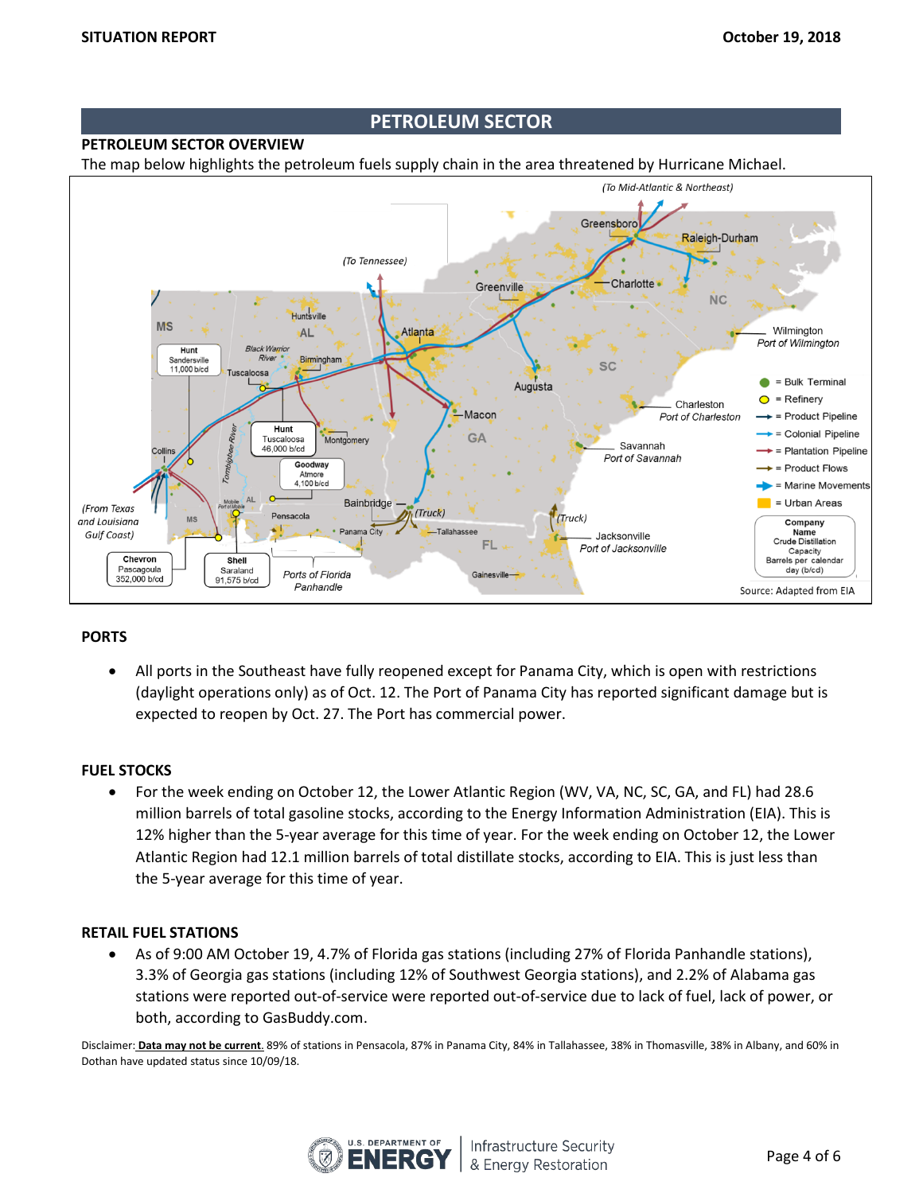SITUATION REPORT October 19, 2018

## PETROLEUM SECTOR

### PETROLEUM SECTOR OVERVIEW

The map below highlights the petroleum fuels supply chain in the area threatened by Hurricane Michael.

### PORTS

- All ports in the Southeast have fully reopened except for Panama City, which is open with restrictions (daylight operations only) as of Oct. 12. The Port of Panama City has reported significant damage but is expected to reopen by Oct. 27. The Port has commercial power.

### FUEL STOCKS

- For the week ending on October 12, the Lower Atlantic Region (WV, VA, NC, SC, GA, and FL) had 28.6 million barrels of total gasoline stocks, according to the Energy Information Administration (EIA). This is 12% higher than the 5-year average for this time of year. For the week ending on October 12, the Lower Atlantic Region had 12.1 million barrels of total distillate stocks, according to EIA. This is just less than the 5-year average for this time of year.

### RETAIL FUEL STATIONS

- As of 9:00 AM October 19, 4.7% of Florida gas stations (including 27% of Florida Panhandle stations), 3.3% of Georgia gas stations (including 12% of Southwest Georgia stations), and 2.2% of Alabama gas stations were reported out-of-service were reported out-of-service due to lack of fuel, lack of power, or both, according to GasBuddy.com.

Disclaimer: **Data may not be current.** 89% of stations in Pensacola, 87% in Panama City, 84% in Tallahassee, 38% in Thomasville, 38% in Albany, and 60% in Dothan have updated status since 10/09/18.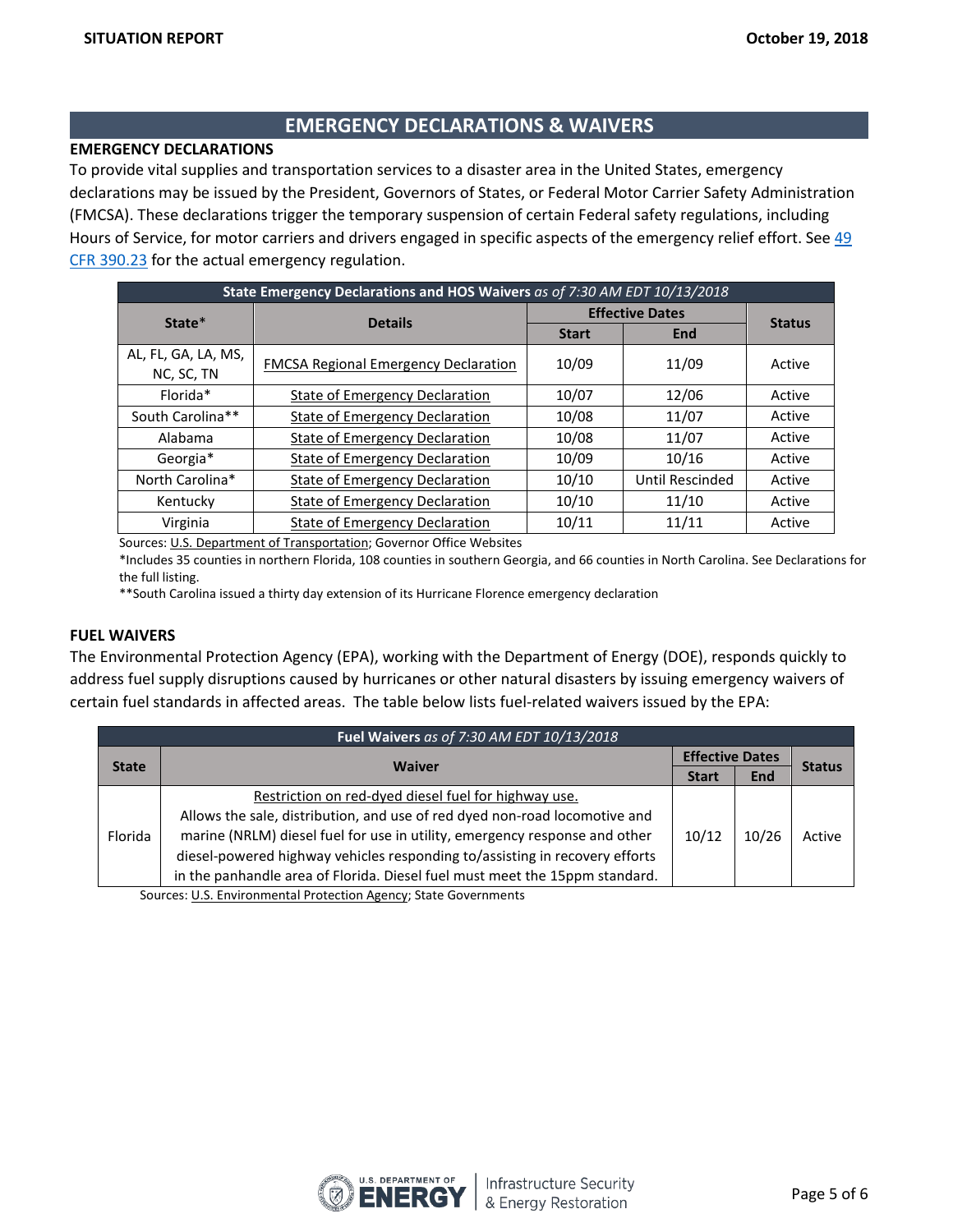## EMERGENCY DECLARATIONS & WAIVERS

### EMERGENCY DECLARATIONS

To provide vital supplies and transportation services to a disaster area in the United States, emergency declarations may be issued by the President, Governors of States, or Federal Motor Carrier Safety Administration (FMCSA). These declarations trigger the temporary suspension of certain Federal safety regulations, including Hours of Service, for motor carriers and drivers engaged in specific aspects of the emergency relief effort. See 49 CFR 390.23 for the actual emergency regulation.

| **State Emergency Declarations and HOS Waivers** *as of 7:30 AM EDT 10/13/2018* | | | | |
|---|---|---|---|---|
| **State*** | **Details** | **Effective Dates** | | **Status** |
| | | **Start** | **End** | |
| AL, FL, GA, LA, MS, NC, SC, TN | FMCSA Regional Emergency Declaration | 10/09 | 11/09 | Active |
| Florida* | State of Emergency Declaration | 10/07 | 12/06 | Active |
| South Carolina** | State of Emergency Declaration | 10/08 | 11/07 | Active |
| Alabama | State of Emergency Declaration | 10/08 | 11/07 | Active |
| Georgia* | State of Emergency Declaration | 10/09 | 10/16 | Active |
| North Carolina* | State of Emergency Declaration | 10/10 | Until Rescinded | Active |
| Kentucky | State of Emergency Declaration | 10/10 | 11/10 | Active |
| Virginia | State of Emergency Declaration | 10/11 | 11/11 | Active |

Sources: U.S. Department of Transportation; Governor Office Websites

*Includes 35 counties in northern Florida, 108 counties in southern Georgia, and 66 counties in North Carolina. See Declarations for the full listing.

**South Carolina issued a thirty day extension of its Hurricane Florence emergency declaration

### FUEL WAIVERS

The Environmental Protection Agency (EPA), working with the Department of Energy (DOE), responds quickly to address fuel supply disruptions caused by hurricanes or other natural disasters by issuing emergency waivers of certain fuel standards in affected areas. The table below lists fuel-related waivers issued by the EPA:

| **Fuel Waivers** *as of 7:30 AM EDT 10/13/2018* | | | | |
|---|---|---|---|---|
| **State** | **Waiver** | **Effective Dates** | | **Status** |
| | | **Start** | **End** | |
| Florida | Restriction on red-dyed diesel fuel for highway use. Allows the sale, distribution, and use of red dyed non-road locomotive and marine (NRLM) diesel fuel for use in utility, emergency response and other diesel-powered highway vehicles responding to/assisting in recovery efforts in the panhandle area of Florida. Diesel fuel must meet the 15ppm standard. | 10/12 | 10/26 | Active |

Sources: U.S. Environmental Protection Agency; State Governments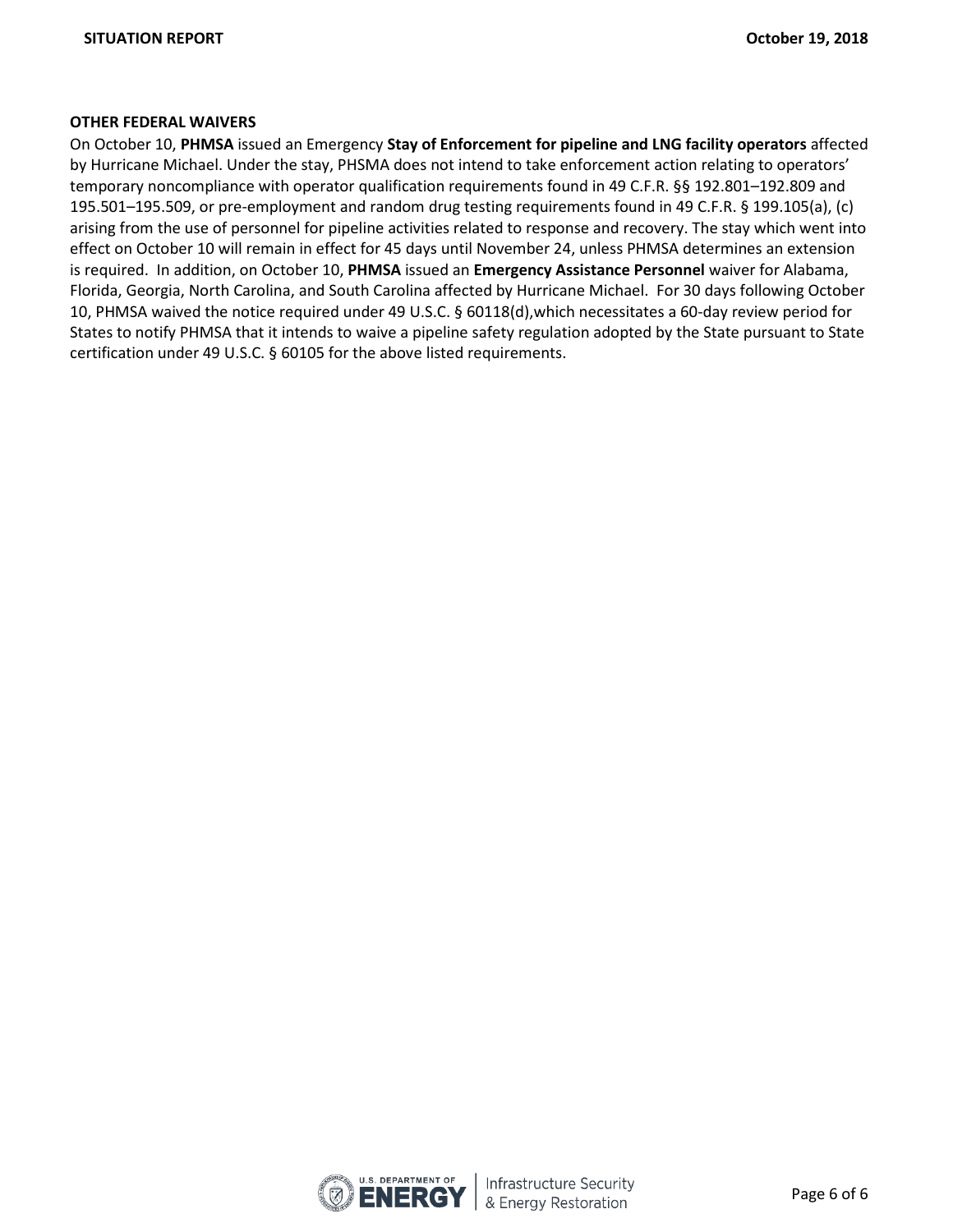**OTHER FEDERAL WAIVERS**

On October 10, **PHMSA** issued an Emergency **Stay of Enforcement for pipeline and LNG facility operators** affected by Hurricane Michael. Under the stay, PHSMA does not intend to take enforcement action relating to operators' temporary noncompliance with operator qualification requirements found in 49 C.F.R. §§ 192.801–192.809 and 195.501–195.509, or pre-employment and random drug testing requirements found in 49 C.F.R. § 199.105(a), (c) arising from the use of personnel for pipeline activities related to response and recovery. The stay which went into effect on October 10 will remain in effect for 45 days until November 24, unless PHMSA determines an extension is required. In addition, on October 10, **PHMSA** issued an **Emergency Assistance Personnel** waiver for Alabama, Florida, Georgia, North Carolina, and South Carolina affected by Hurricane Michael. For 30 days following October 10, PHMSA waived the notice required under 49 U.S.C. § 60118(d),which necessitates a 60-day review period for States to notify PHMSA that it intends to waive a pipeline safety regulation adopted by the State pursuant to State certification under 49 U.S.C. § 60105 for the above listed requirements.